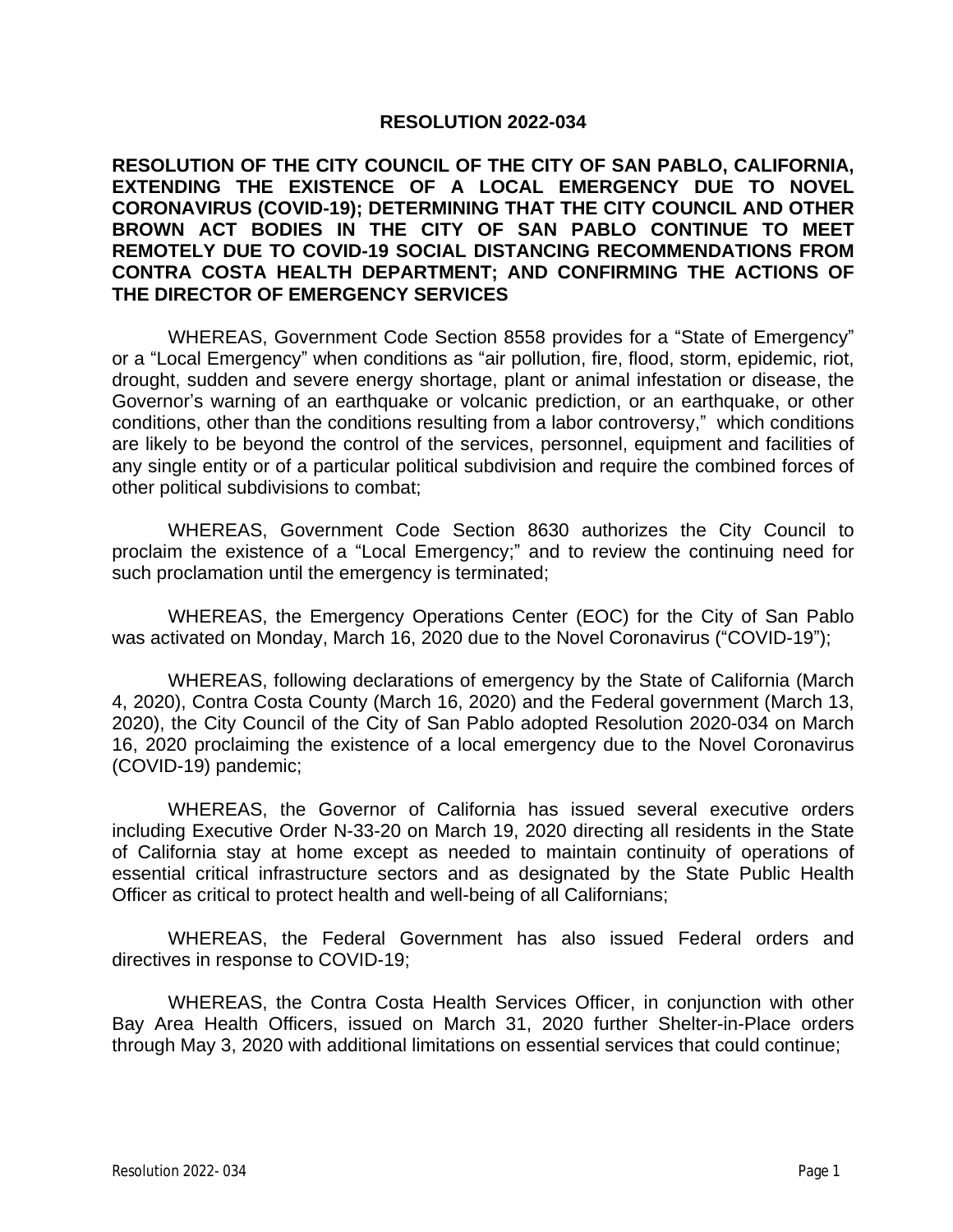# RESOLUTION 2022-034

## RESOLUTION OF THE CITY COUNCIL OF THE CITY OF SAN PABLO, CALIFORNIA, EXTENDING THE EXISTENCE OF A LOCAL EMERGENCY DUE TO NOVEL CORONAVIRUS (COVID-19); DETERMINING THAT THE CITY COUNCIL AND OTHER BROWN ACT BODIES IN THE CITY OF SAN PABLO CONTINUE TO MEET REMOTELY DUE TO COVID-19 SOCIAL DISTANCING RECOMMENDATIONS FROM CONTRA COSTA HEALTH DEPARTMENT; AND CONFIRMING THE ACTIONS OF THE DIRECTOR OF EMERGENCY SERVICES

WHEREAS, Government Code Section 8558 provides for a "State of Emergency" or a "Local Emergency" when conditions as "air pollution, fire, flood, storm, epidemic, riot, drought, sudden and severe energy shortage, plant or animal infestation or disease, the Governor's warning of an earthquake or volcanic prediction, or an earthquake, or other conditions, other than the conditions resulting from a labor controversy," which conditions are likely to be beyond the control of the services, personnel, equipment and facilities of any single entity or of a particular political subdivision and require the combined forces of other political subdivisions to combat;

WHEREAS, Government Code Section 8630 authorizes the City Council to proclaim the existence of a "Local Emergency;" and to review the continuing need for such proclamation until the emergency is terminated;

WHEREAS, the Emergency Operations Center (EOC) for the City of San Pablo was activated on Monday, March 16, 2020 due to the Novel Coronavirus ("COVID-19");

WHEREAS, following declarations of emergency by the State of California (March 4, 2020), Contra Costa County (March 16, 2020) and the Federal government (March 13, 2020), the City Council of the City of San Pablo adopted Resolution 2020-034 on March 16, 2020 proclaiming the existence of a local emergency due to the Novel Coronavirus (COVID-19) pandemic;

WHEREAS, the Governor of California has issued several executive orders including Executive Order N-33-20 on March 19, 2020 directing all residents in the State of California stay at home except as needed to maintain continuity of operations of essential critical infrastructure sectors and as designated by the State Public Health Officer as critical to protect health and well-being of all Californians;

WHEREAS, the Federal Government has also issued Federal orders and directives in response to COVID-19;

WHEREAS, the Contra Costa Health Services Officer, in conjunction with other Bay Area Health Officers, issued on March 31, 2020 further Shelter-in-Place orders through May 3, 2020 with additional limitations on essential services that could continue;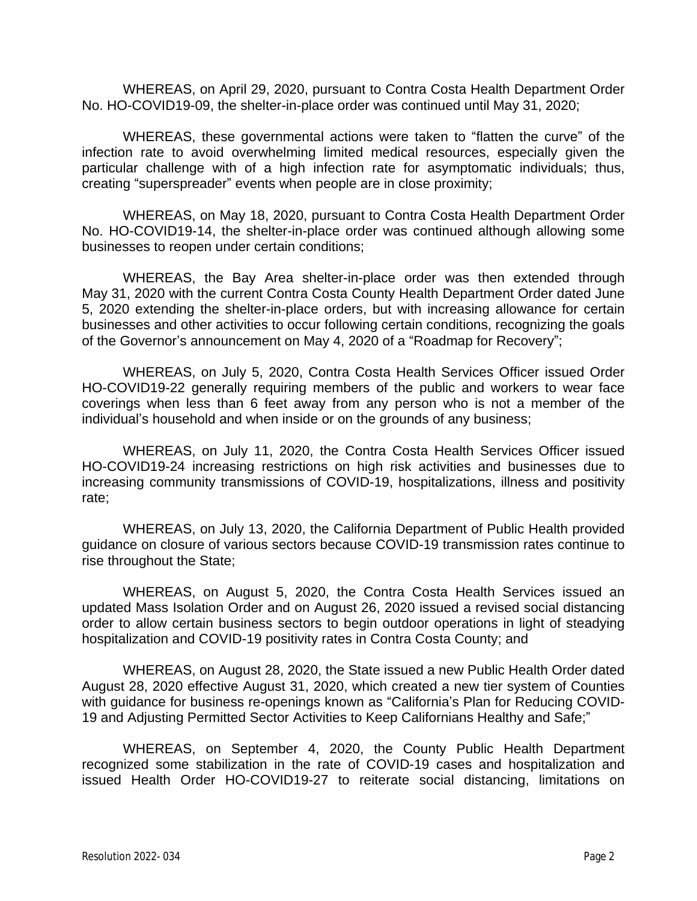WHEREAS, on April 29, 2020, pursuant to Contra Costa Health Department Order No. HO-COVID19-09, the shelter-in-place order was continued until May 31, 2020;

WHEREAS, these governmental actions were taken to "flatten the curve" of the infection rate to avoid overwhelming limited medical resources, especially given the particular challenge with of a high infection rate for asymptomatic individuals; thus, creating "superspreader" events when people are in close proximity;

WHEREAS, on May 18, 2020, pursuant to Contra Costa Health Department Order No. HO-COVID19-14, the shelter-in-place order was continued although allowing some businesses to reopen under certain conditions;

WHEREAS, the Bay Area shelter-in-place order was then extended through May 31, 2020 with the current Contra Costa County Health Department Order dated June 5, 2020 extending the shelter-in-place orders, but with increasing allowance for certain businesses and other activities to occur following certain conditions, recognizing the goals of the Governor's announcement on May 4, 2020 of a "Roadmap for Recovery";

WHEREAS, on July 5, 2020, Contra Costa Health Services Officer issued Order HO-COVID19-22 generally requiring members of the public and workers to wear face coverings when less than 6 feet away from any person who is not a member of the individual's household and when inside or on the grounds of any business;

WHEREAS, on July 11, 2020, the Contra Costa Health Services Officer issued HO-COVID19-24 increasing restrictions on high risk activities and businesses due to increasing community transmissions of COVID-19, hospitalizations, illness and positivity rate;

WHEREAS, on July 13, 2020, the California Department of Public Health provided guidance on closure of various sectors because COVID-19 transmission rates continue to rise throughout the State;

WHEREAS, on August 5, 2020, the Contra Costa Health Services issued an updated Mass Isolation Order and on August 26, 2020 issued a revised social distancing order to allow certain business sectors to begin outdoor operations in light of steadying hospitalization and COVID-19 positivity rates in Contra Costa County; and

WHEREAS, on August 28, 2020, the State issued a new Public Health Order dated August 28, 2020 effective August 31, 2020, which created a new tier system of Counties with guidance for business re-openings known as "California's Plan for Reducing COVID-19 and Adjusting Permitted Sector Activities to Keep Californians Healthy and Safe;"

WHEREAS, on September 4, 2020, the County Public Health Department recognized some stabilization in the rate of COVID-19 cases and hospitalization and issued Health Order HO-COVID19-27 to reiterate social distancing, limitations on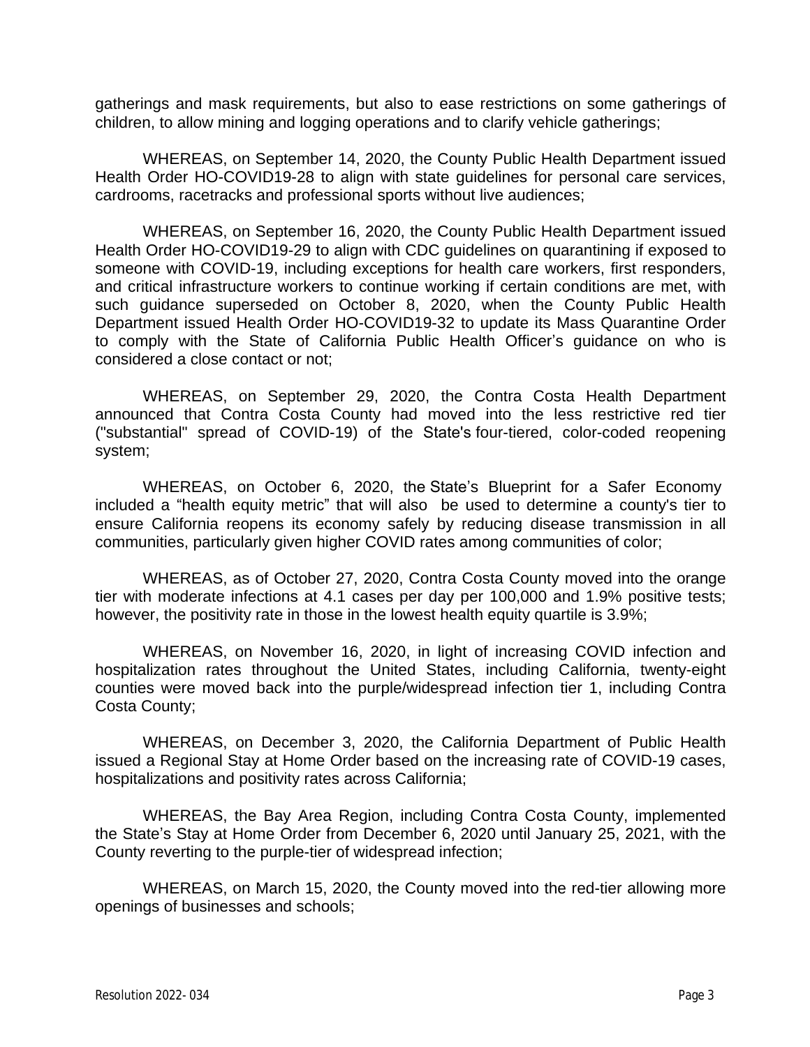gatherings and mask requirements, but also to ease restrictions on some gatherings of children, to allow mining and logging operations and to clarify vehicle gatherings;

WHEREAS, on September 14, 2020, the County Public Health Department issued Health Order HO-COVID19-28 to align with state guidelines for personal care services, cardrooms, racetracks and professional sports without live audiences;

WHEREAS, on September 16, 2020, the County Public Health Department issued Health Order HO-COVID19-29 to align with CDC guidelines on quarantining if exposed to someone with COVID-19, including exceptions for health care workers, first responders, and critical infrastructure workers to continue working if certain conditions are met, with such guidance superseded on October 8, 2020, when the County Public Health Department issued Health Order HO-COVID19-32 to update its Mass Quarantine Order to comply with the State of California Public Health Officer's guidance on who is considered a close contact or not;

WHEREAS, on September 29, 2020, the Contra Costa Health Department announced that Contra Costa County had moved into the less restrictive red tier ("substantial" spread of COVID-19) of the State's four-tiered, color-coded reopening system;

WHEREAS, on October 6, 2020, the State's Blueprint for a Safer Economy included a "health equity metric" that will also be used to determine a county's tier to ensure California reopens its economy safely by reducing disease transmission in all communities, particularly given higher COVID rates among communities of color;

WHEREAS, as of October 27, 2020, Contra Costa County moved into the orange tier with moderate infections at 4.1 cases per day per 100,000 and 1.9% positive tests; however, the positivity rate in those in the lowest health equity quartile is 3.9%;

WHEREAS, on November 16, 2020, in light of increasing COVID infection and hospitalization rates throughout the United States, including California, twenty-eight counties were moved back into the purple/widespread infection tier 1, including Contra Costa County;

WHEREAS, on December 3, 2020, the California Department of Public Health issued a Regional Stay at Home Order based on the increasing rate of COVID-19 cases, hospitalizations and positivity rates across California;

WHEREAS, the Bay Area Region, including Contra Costa County, implemented the State's Stay at Home Order from December 6, 2020 until January 25, 2021, with the County reverting to the purple-tier of widespread infection;

WHEREAS, on March 15, 2020, the County moved into the red-tier allowing more openings of businesses and schools;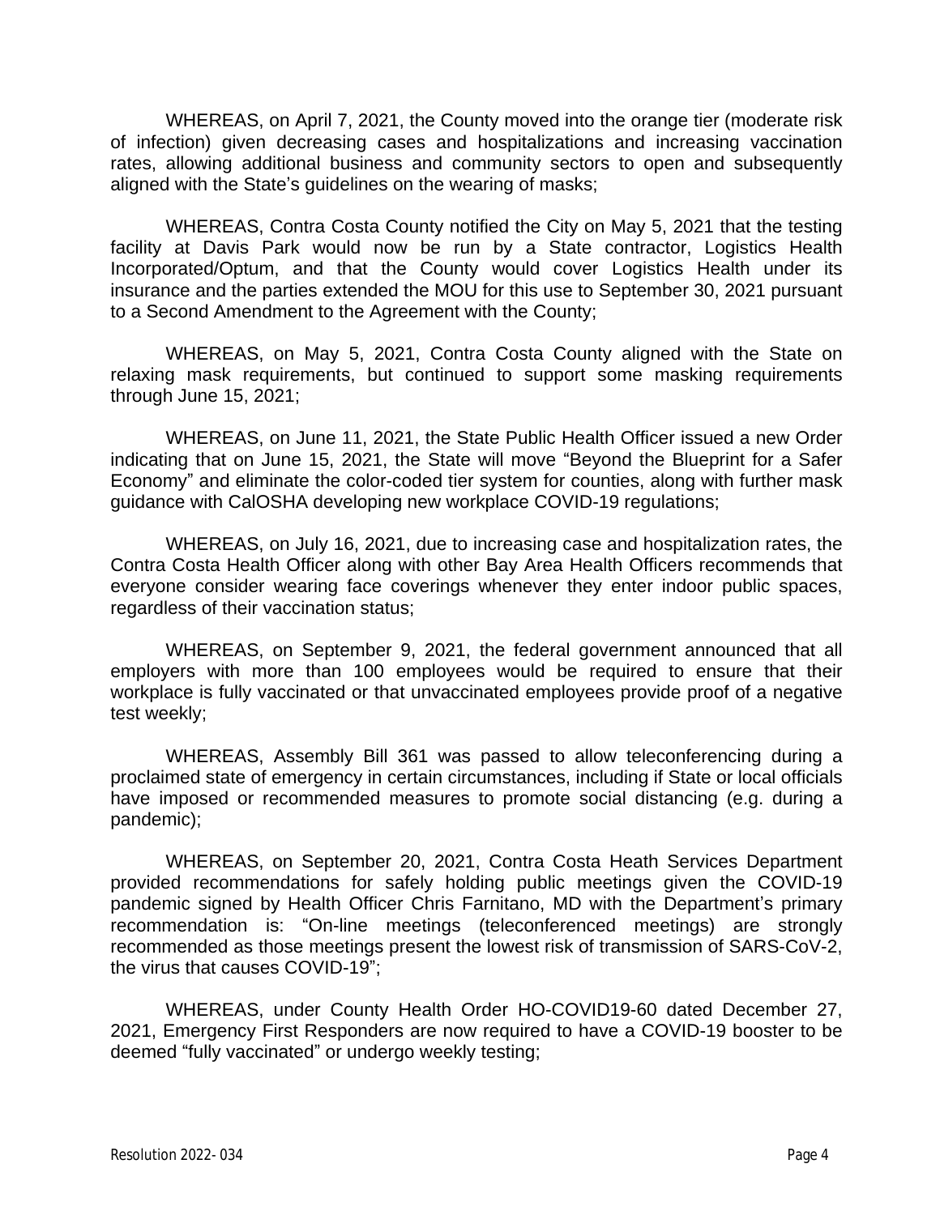WHEREAS, on April 7, 2021, the County moved into the orange tier (moderate risk of infection) given decreasing cases and hospitalizations and increasing vaccination rates, allowing additional business and community sectors to open and subsequently aligned with the State's guidelines on the wearing of masks;

WHEREAS, Contra Costa County notified the City on May 5, 2021 that the testing facility at Davis Park would now be run by a State contractor, Logistics Health Incorporated/Optum, and that the County would cover Logistics Health under its insurance and the parties extended the MOU for this use to September 30, 2021 pursuant to a Second Amendment to the Agreement with the County;

WHEREAS, on May 5, 2021, Contra Costa County aligned with the State on relaxing mask requirements, but continued to support some masking requirements through June 15, 2021;

WHEREAS, on June 11, 2021, the State Public Health Officer issued a new Order indicating that on June 15, 2021, the State will move "Beyond the Blueprint for a Safer Economy" and eliminate the color-coded tier system for counties, along with further mask guidance with CalOSHA developing new workplace COVID-19 regulations;

WHEREAS, on July 16, 2021, due to increasing case and hospitalization rates, the Contra Costa Health Officer along with other Bay Area Health Officers recommends that everyone consider wearing face coverings whenever they enter indoor public spaces, regardless of their vaccination status;

WHEREAS, on September 9, 2021, the federal government announced that all employers with more than 100 employees would be required to ensure that their workplace is fully vaccinated or that unvaccinated employees provide proof of a negative test weekly;

WHEREAS, Assembly Bill 361 was passed to allow teleconferencing during a proclaimed state of emergency in certain circumstances, including if State or local officials have imposed or recommended measures to promote social distancing (e.g. during a pandemic);

WHEREAS, on September 20, 2021, Contra Costa Heath Services Department provided recommendations for safely holding public meetings given the COVID-19 pandemic signed by Health Officer Chris Farnitano, MD with the Department's primary recommendation is: "On-line meetings (teleconferenced meetings) are strongly recommended as those meetings present the lowest risk of transmission of SARS-CoV-2, the virus that causes COVID-19";

WHEREAS, under County Health Order HO-COVID19-60 dated December 27, 2021, Emergency First Responders are now required to have a COVID-19 booster to be deemed "fully vaccinated" or undergo weekly testing;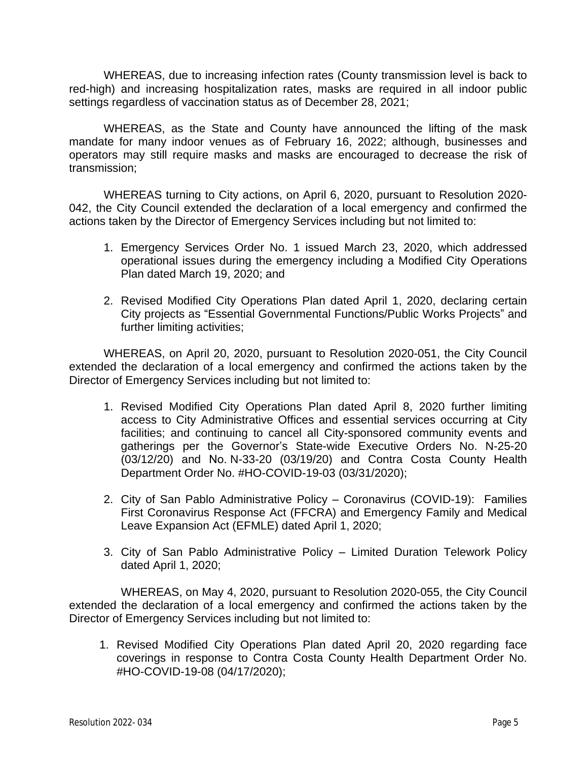WHEREAS, due to increasing infection rates (County transmission level is back to red-high) and increasing hospitalization rates, masks are required in all indoor public settings regardless of vaccination status as of December 28, 2021;

WHEREAS, as the State and County have announced the lifting of the mask mandate for many indoor venues as of February 16, 2022; although, businesses and operators may still require masks and masks are encouraged to decrease the risk of transmission;

WHEREAS turning to City actions, on April 6, 2020, pursuant to Resolution 2020-042, the City Council extended the declaration of a local emergency and confirmed the actions taken by the Director of Emergency Services including but not limited to:

1. Emergency Services Order No. 1 issued March 23, 2020, which addressed operational issues during the emergency including a Modified City Operations Plan dated March 19, 2020; and

2. Revised Modified City Operations Plan dated April 1, 2020, declaring certain City projects as "Essential Governmental Functions/Public Works Projects" and further limiting activities;

WHEREAS, on April 20, 2020, pursuant to Resolution 2020-051, the City Council extended the declaration of a local emergency and confirmed the actions taken by the Director of Emergency Services including but not limited to:

1. Revised Modified City Operations Plan dated April 8, 2020 further limiting access to City Administrative Offices and essential services occurring at City facilities; and continuing to cancel all City-sponsored community events and gatherings per the Governor's State-wide Executive Orders No. N-25-20 (03/12/20) and No. N-33-20 (03/19/20) and Contra Costa County Health Department Order No. #HO-COVID-19-03 (03/31/2020);

2. City of San Pablo Administrative Policy – Coronavirus (COVID-19): Families First Coronavirus Response Act (FFCRA) and Emergency Family and Medical Leave Expansion Act (EFMLE) dated April 1, 2020;

3. City of San Pablo Administrative Policy – Limited Duration Telework Policy dated April 1, 2020;

WHEREAS, on May 4, 2020, pursuant to Resolution 2020-055, the City Council extended the declaration of a local emergency and confirmed the actions taken by the Director of Emergency Services including but not limited to:

1. Revised Modified City Operations Plan dated April 20, 2020 regarding face coverings in response to Contra Costa County Health Department Order No. #HO-COVID-19-08 (04/17/2020);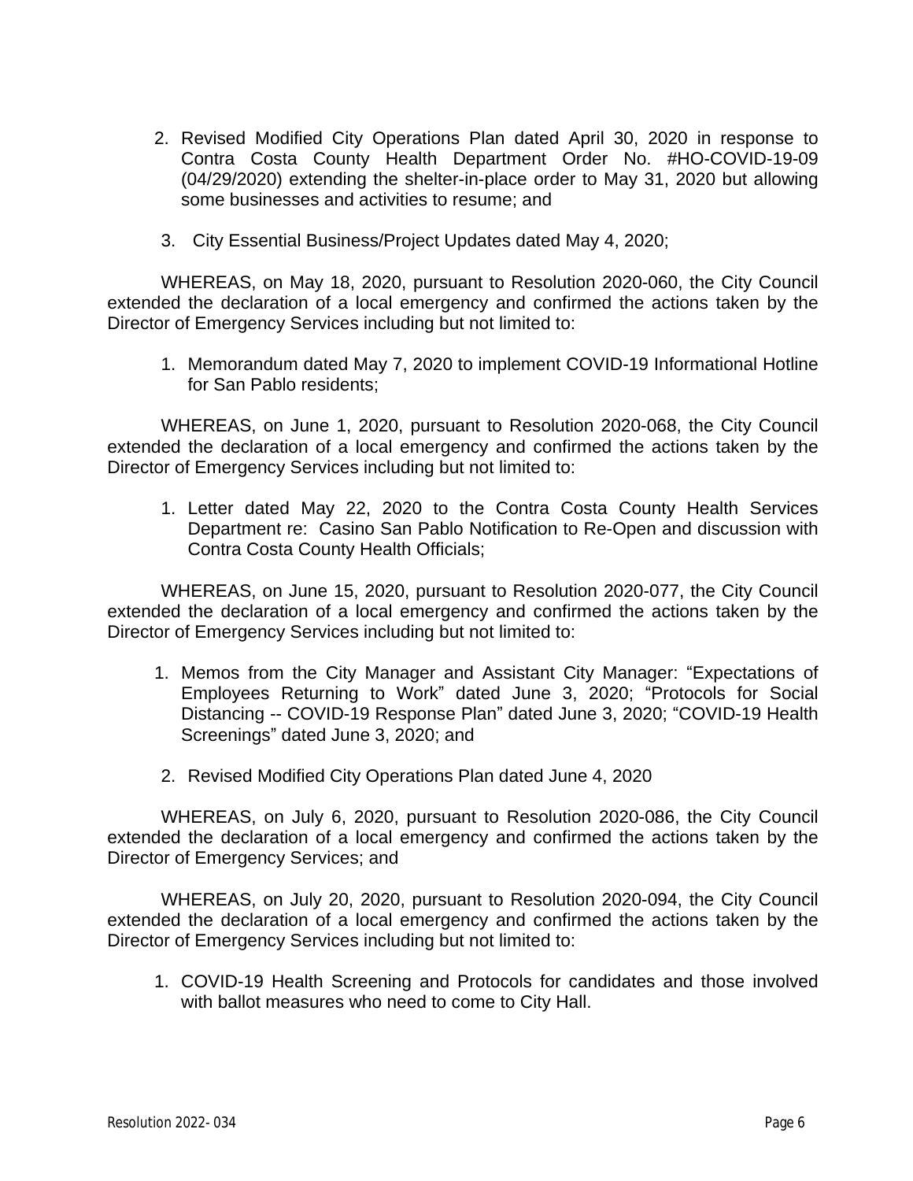2. Revised Modified City Operations Plan dated April 30, 2020 in response to Contra Costa County Health Department Order No. #HO-COVID-19-09 (04/29/2020) extending the shelter-in-place order to May 31, 2020 but allowing some businesses and activities to resume; and

3. City Essential Business/Project Updates dated May 4, 2020;

WHEREAS, on May 18, 2020, pursuant to Resolution 2020-060, the City Council extended the declaration of a local emergency and confirmed the actions taken by the Director of Emergency Services including but not limited to:

1. Memorandum dated May 7, 2020 to implement COVID-19 Informational Hotline for San Pablo residents;

WHEREAS, on June 1, 2020, pursuant to Resolution 2020-068, the City Council extended the declaration of a local emergency and confirmed the actions taken by the Director of Emergency Services including but not limited to:

1. Letter dated May 22, 2020 to the Contra Costa County Health Services Department re: Casino San Pablo Notification to Re-Open and discussion with Contra Costa County Health Officials;

WHEREAS, on June 15, 2020, pursuant to Resolution 2020-077, the City Council extended the declaration of a local emergency and confirmed the actions taken by the Director of Emergency Services including but not limited to:

1. Memos from the City Manager and Assistant City Manager: "Expectations of Employees Returning to Work" dated June 3, 2020; "Protocols for Social Distancing -- COVID-19 Response Plan" dated June 3, 2020; "COVID-19 Health Screenings" dated June 3, 2020; and

2. Revised Modified City Operations Plan dated June 4, 2020

WHEREAS, on July 6, 2020, pursuant to Resolution 2020-086, the City Council extended the declaration of a local emergency and confirmed the actions taken by the Director of Emergency Services; and

WHEREAS, on July 20, 2020, pursuant to Resolution 2020-094, the City Council extended the declaration of a local emergency and confirmed the actions taken by the Director of Emergency Services including but not limited to:

1. COVID-19 Health Screening and Protocols for candidates and those involved with ballot measures who need to come to City Hall.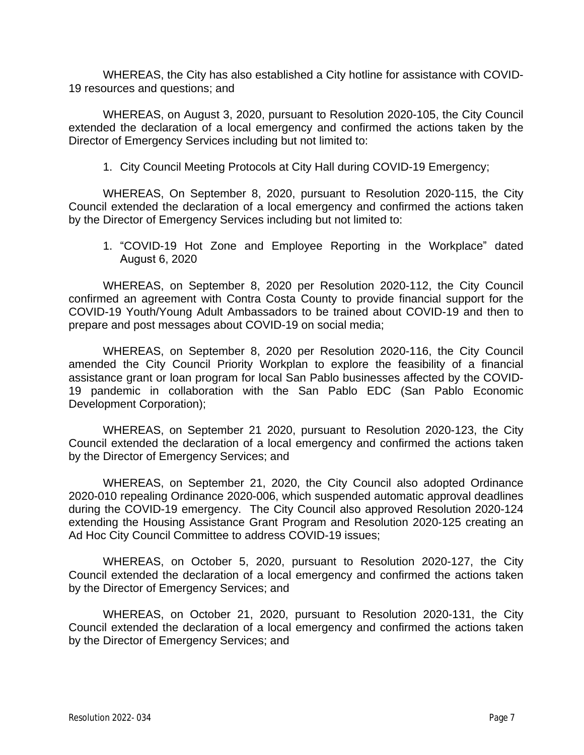WHEREAS, the City has also established a City hotline for assistance with COVID-19 resources and questions; and

WHEREAS, on August 3, 2020, pursuant to Resolution 2020-105, the City Council extended the declaration of a local emergency and confirmed the actions taken by the Director of Emergency Services including but not limited to:

1. City Council Meeting Protocols at City Hall during COVID-19 Emergency;

WHEREAS, On September 8, 2020, pursuant to Resolution 2020-115, the City Council extended the declaration of a local emergency and confirmed the actions taken by the Director of Emergency Services including but not limited to:

1. "COVID-19 Hot Zone and Employee Reporting in the Workplace" dated August 6, 2020

WHEREAS, on September 8, 2020 per Resolution 2020-112, the City Council confirmed an agreement with Contra Costa County to provide financial support for the COVID-19 Youth/Young Adult Ambassadors to be trained about COVID-19 and then to prepare and post messages about COVID-19 on social media;

WHEREAS, on September 8, 2020 per Resolution 2020-116, the City Council amended the City Council Priority Workplan to explore the feasibility of a financial assistance grant or loan program for local San Pablo businesses affected by the COVID-19 pandemic in collaboration with the San Pablo EDC (San Pablo Economic Development Corporation);

WHEREAS, on September 21 2020, pursuant to Resolution 2020-123, the City Council extended the declaration of a local emergency and confirmed the actions taken by the Director of Emergency Services; and

WHEREAS, on September 21, 2020, the City Council also adopted Ordinance 2020-010 repealing Ordinance 2020-006, which suspended automatic approval deadlines during the COVID-19 emergency. The City Council also approved Resolution 2020-124 extending the Housing Assistance Grant Program and Resolution 2020-125 creating an Ad Hoc City Council Committee to address COVID-19 issues;

WHEREAS, on October 5, 2020, pursuant to Resolution 2020-127, the City Council extended the declaration of a local emergency and confirmed the actions taken by the Director of Emergency Services; and

WHEREAS, on October 21, 2020, pursuant to Resolution 2020-131, the City Council extended the declaration of a local emergency and confirmed the actions taken by the Director of Emergency Services; and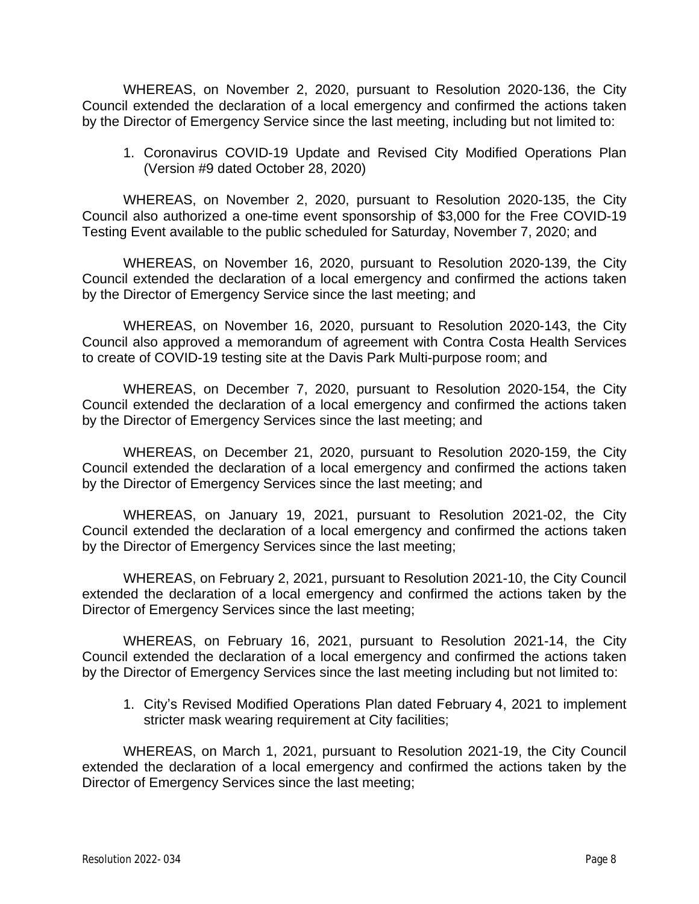WHEREAS, on November 2, 2020, pursuant to Resolution 2020-136, the City Council extended the declaration of a local emergency and confirmed the actions taken by the Director of Emergency Service since the last meeting, including but not limited to:

1. Coronavirus COVID-19 Update and Revised City Modified Operations Plan (Version #9 dated October 28, 2020)

WHEREAS, on November 2, 2020, pursuant to Resolution 2020-135, the City Council also authorized a one-time event sponsorship of $3,000 for the Free COVID-19 Testing Event available to the public scheduled for Saturday, November 7, 2020; and

WHEREAS, on November 16, 2020, pursuant to Resolution 2020-139, the City Council extended the declaration of a local emergency and confirmed the actions taken by the Director of Emergency Service since the last meeting; and

WHEREAS, on November 16, 2020, pursuant to Resolution 2020-143, the City Council also approved a memorandum of agreement with Contra Costa Health Services to create of COVID-19 testing site at the Davis Park Multi-purpose room; and

WHEREAS, on December 7, 2020, pursuant to Resolution 2020-154, the City Council extended the declaration of a local emergency and confirmed the actions taken by the Director of Emergency Services since the last meeting; and

WHEREAS, on December 21, 2020, pursuant to Resolution 2020-159, the City Council extended the declaration of a local emergency and confirmed the actions taken by the Director of Emergency Services since the last meeting; and

WHEREAS, on January 19, 2021, pursuant to Resolution 2021-02, the City Council extended the declaration of a local emergency and confirmed the actions taken by the Director of Emergency Services since the last meeting;

WHEREAS, on February 2, 2021, pursuant to Resolution 2021-10, the City Council extended the declaration of a local emergency and confirmed the actions taken by the Director of Emergency Services since the last meeting;

WHEREAS, on February 16, 2021, pursuant to Resolution 2021-14, the City Council extended the declaration of a local emergency and confirmed the actions taken by the Director of Emergency Services since the last meeting including but not limited to:

1. City's Revised Modified Operations Plan dated February 4, 2021 to implement stricter mask wearing requirement at City facilities;

WHEREAS, on March 1, 2021, pursuant to Resolution 2021-19, the City Council extended the declaration of a local emergency and confirmed the actions taken by the Director of Emergency Services since the last meeting;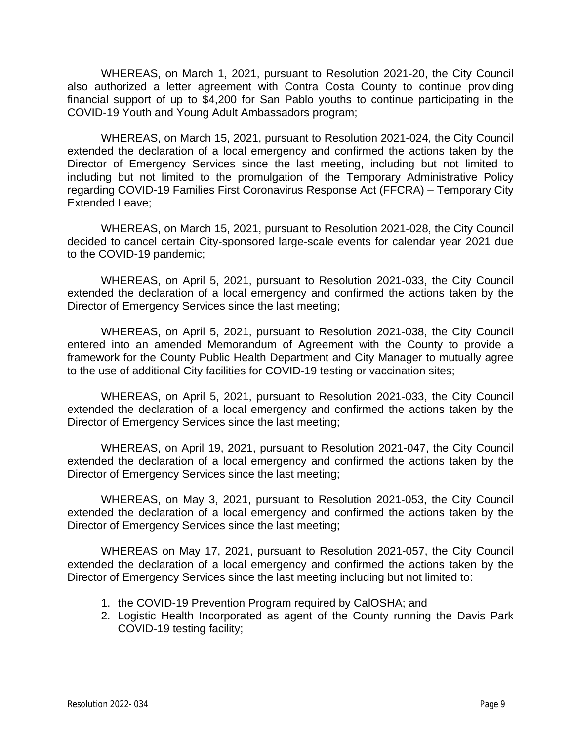WHEREAS, on March 1, 2021, pursuant to Resolution 2021-20, the City Council also authorized a letter agreement with Contra Costa County to continue providing financial support of up to $4,200 for San Pablo youths to continue participating in the COVID-19 Youth and Young Adult Ambassadors program;

WHEREAS, on March 15, 2021, pursuant to Resolution 2021-024, the City Council extended the declaration of a local emergency and confirmed the actions taken by the Director of Emergency Services since the last meeting, including but not limited to including but not limited to the promulgation of the Temporary Administrative Policy regarding COVID-19 Families First Coronavirus Response Act (FFCRA) – Temporary City Extended Leave;

WHEREAS, on March 15, 2021, pursuant to Resolution 2021-028, the City Council decided to cancel certain City-sponsored large-scale events for calendar year 2021 due to the COVID-19 pandemic;

WHEREAS, on April 5, 2021, pursuant to Resolution 2021-033, the City Council extended the declaration of a local emergency and confirmed the actions taken by the Director of Emergency Services since the last meeting;

WHEREAS, on April 5, 2021, pursuant to Resolution 2021-038, the City Council entered into an amended Memorandum of Agreement with the County to provide a framework for the County Public Health Department and City Manager to mutually agree to the use of additional City facilities for COVID-19 testing or vaccination sites;

WHEREAS, on April 5, 2021, pursuant to Resolution 2021-033, the City Council extended the declaration of a local emergency and confirmed the actions taken by the Director of Emergency Services since the last meeting;

WHEREAS, on April 19, 2021, pursuant to Resolution 2021-047, the City Council extended the declaration of a local emergency and confirmed the actions taken by the Director of Emergency Services since the last meeting;

WHEREAS, on May 3, 2021, pursuant to Resolution 2021-053, the City Council extended the declaration of a local emergency and confirmed the actions taken by the Director of Emergency Services since the last meeting;

WHEREAS on May 17, 2021, pursuant to Resolution 2021-057, the City Council extended the declaration of a local emergency and confirmed the actions taken by the Director of Emergency Services since the last meeting including but not limited to:

1. the COVID-19 Prevention Program required by CalOSHA; and
2. Logistic Health Incorporated as agent of the County running the Davis Park COVID-19 testing facility;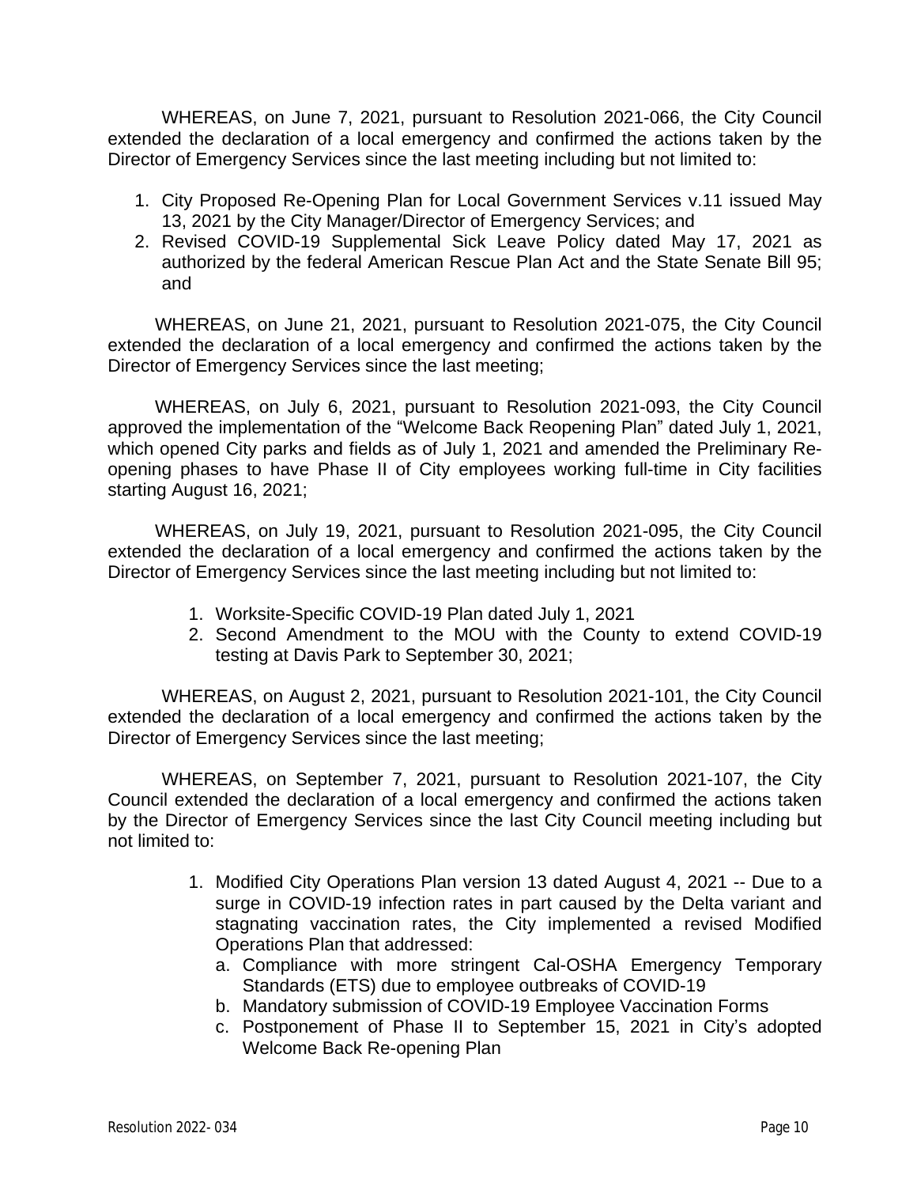WHEREAS, on June 7, 2021, pursuant to Resolution 2021-066, the City Council extended the declaration of a local emergency and confirmed the actions taken by the Director of Emergency Services since the last meeting including but not limited to:

1. City Proposed Re-Opening Plan for Local Government Services v.11 issued May 13, 2021 by the City Manager/Director of Emergency Services; and
2. Revised COVID-19 Supplemental Sick Leave Policy dated May 17, 2021 as authorized by the federal American Rescue Plan Act and the State Senate Bill 95; and

WHEREAS, on June 21, 2021, pursuant to Resolution 2021-075, the City Council extended the declaration of a local emergency and confirmed the actions taken by the Director of Emergency Services since the last meeting;

WHEREAS, on July 6, 2021, pursuant to Resolution 2021-093, the City Council approved the implementation of the "Welcome Back Reopening Plan" dated July 1, 2021, which opened City parks and fields as of July 1, 2021 and amended the Preliminary Re-opening phases to have Phase II of City employees working full-time in City facilities starting August 16, 2021;

WHEREAS, on July 19, 2021, pursuant to Resolution 2021-095, the City Council extended the declaration of a local emergency and confirmed the actions taken by the Director of Emergency Services since the last meeting including but not limited to:

1. Worksite-Specific COVID-19 Plan dated July 1, 2021
2. Second Amendment to the MOU with the County to extend COVID-19 testing at Davis Park to September 30, 2021;

WHEREAS, on August 2, 2021, pursuant to Resolution 2021-101, the City Council extended the declaration of a local emergency and confirmed the actions taken by the Director of Emergency Services since the last meeting;

WHEREAS, on September 7, 2021, pursuant to Resolution 2021-107, the City Council extended the declaration of a local emergency and confirmed the actions taken by the Director of Emergency Services since the last City Council meeting including but not limited to:

1. Modified City Operations Plan version 13 dated August 4, 2021 -- Due to a surge in COVID-19 infection rates in part caused by the Delta variant and stagnating vaccination rates, the City implemented a revised Modified Operations Plan that addressed:
   a. Compliance with more stringent Cal-OSHA Emergency Temporary Standards (ETS) due to employee outbreaks of COVID-19
   b. Mandatory submission of COVID-19 Employee Vaccination Forms
   c. Postponement of Phase II to September 15, 2021 in City's adopted Welcome Back Re-opening Plan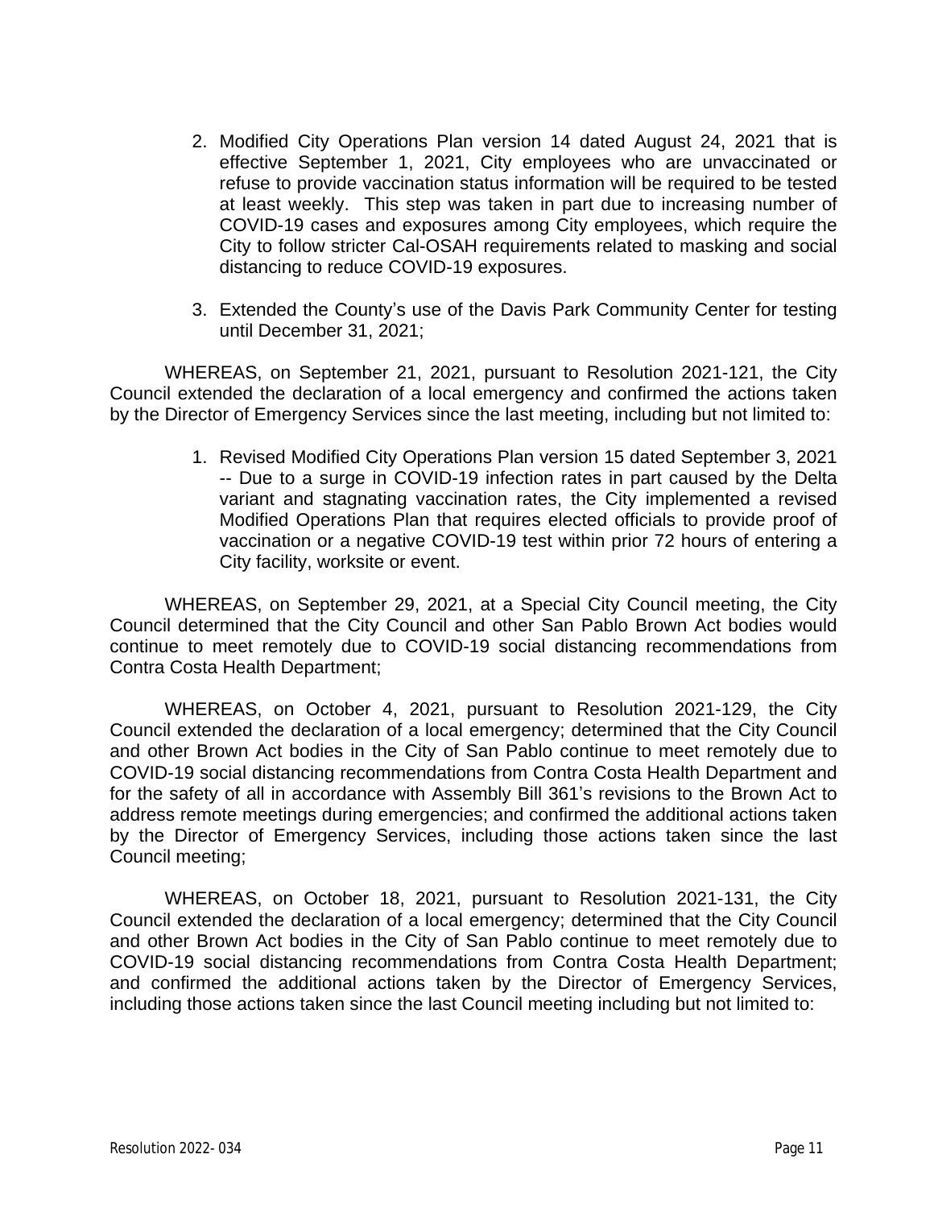2. Modified City Operations Plan version 14 dated August 24, 2021 that is effective September 1, 2021, City employees who are unvaccinated or refuse to provide vaccination status information will be required to be tested at least weekly. This step was taken in part due to increasing number of COVID-19 cases and exposures among City employees, which require the City to follow stricter Cal-OSAH requirements related to masking and social distancing to reduce COVID-19 exposures.

3. Extended the County's use of the Davis Park Community Center for testing until December 31, 2021;

WHEREAS, on September 21, 2021, pursuant to Resolution 2021-121, the City Council extended the declaration of a local emergency and confirmed the actions taken by the Director of Emergency Services since the last meeting, including but not limited to:

1. Revised Modified City Operations Plan version 15 dated September 3, 2021 -- Due to a surge in COVID-19 infection rates in part caused by the Delta variant and stagnating vaccination rates, the City implemented a revised Modified Operations Plan that requires elected officials to provide proof of vaccination or a negative COVID-19 test within prior 72 hours of entering a City facility, worksite or event.

WHEREAS, on September 29, 2021, at a Special City Council meeting, the City Council determined that the City Council and other San Pablo Brown Act bodies would continue to meet remotely due to COVID-19 social distancing recommendations from Contra Costa Health Department;

WHEREAS, on October 4, 2021, pursuant to Resolution 2021-129, the City Council extended the declaration of a local emergency; determined that the City Council and other Brown Act bodies in the City of San Pablo continue to meet remotely due to COVID-19 social distancing recommendations from Contra Costa Health Department and for the safety of all in accordance with Assembly Bill 361's revisions to the Brown Act to address remote meetings during emergencies; and confirmed the additional actions taken by the Director of Emergency Services, including those actions taken since the last Council meeting;

WHEREAS, on October 18, 2021, pursuant to Resolution 2021-131, the City Council extended the declaration of a local emergency; determined that the City Council and other Brown Act bodies in the City of San Pablo continue to meet remotely due to COVID-19 social distancing recommendations from Contra Costa Health Department; and confirmed the additional actions taken by the Director of Emergency Services, including those actions taken since the last Council meeting including but not limited to: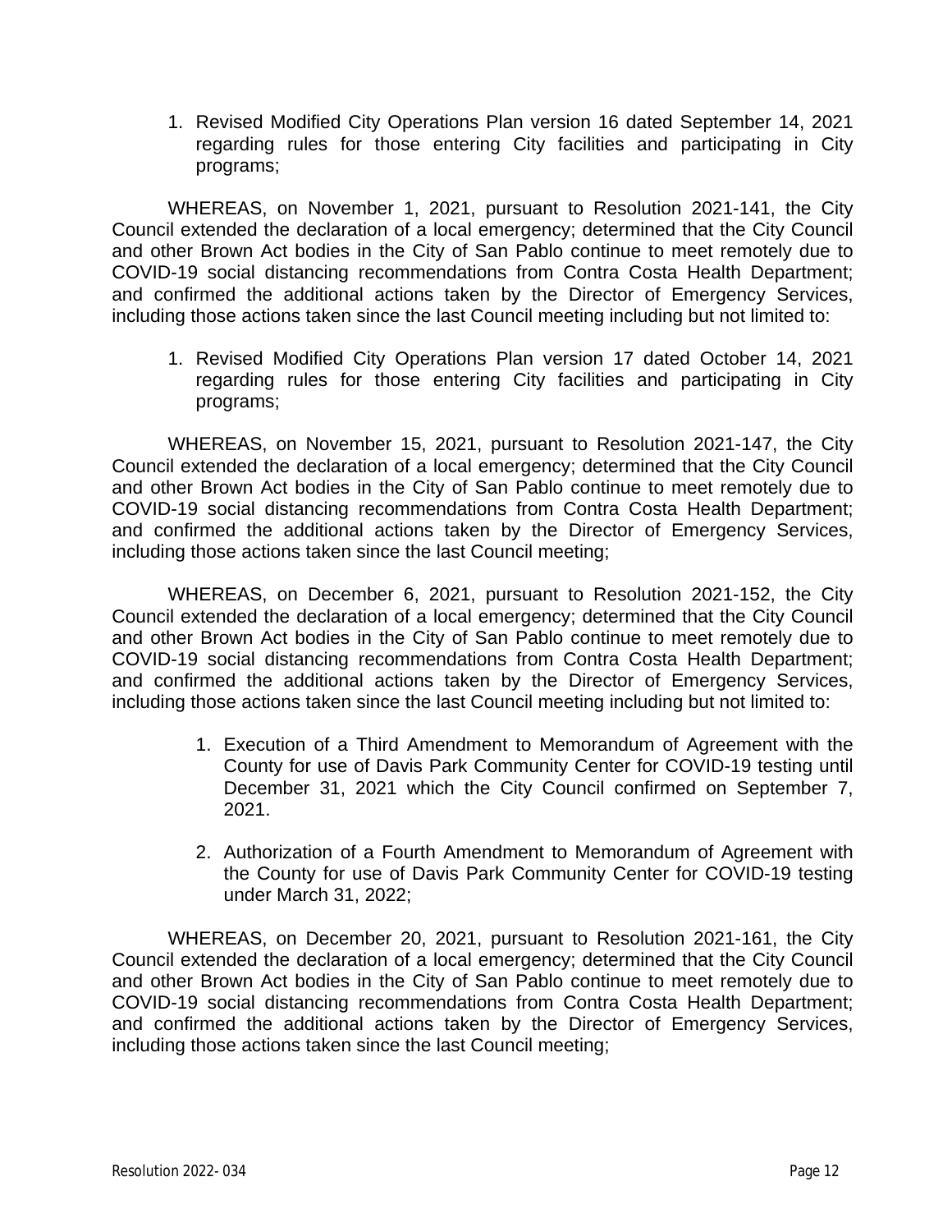1. Revised Modified City Operations Plan version 16 dated September 14, 2021 regarding rules for those entering City facilities and participating in City programs;

WHEREAS, on November 1, 2021, pursuant to Resolution 2021-141, the City Council extended the declaration of a local emergency; determined that the City Council and other Brown Act bodies in the City of San Pablo continue to meet remotely due to COVID-19 social distancing recommendations from Contra Costa Health Department; and confirmed the additional actions taken by the Director of Emergency Services, including those actions taken since the last Council meeting including but not limited to:

1. Revised Modified City Operations Plan version 17 dated October 14, 2021 regarding rules for those entering City facilities and participating in City programs;

WHEREAS, on November 15, 2021, pursuant to Resolution 2021-147, the City Council extended the declaration of a local emergency; determined that the City Council and other Brown Act bodies in the City of San Pablo continue to meet remotely due to COVID-19 social distancing recommendations from Contra Costa Health Department; and confirmed the additional actions taken by the Director of Emergency Services, including those actions taken since the last Council meeting;

WHEREAS, on December 6, 2021, pursuant to Resolution 2021-152, the City Council extended the declaration of a local emergency; determined that the City Council and other Brown Act bodies in the City of San Pablo continue to meet remotely due to COVID-19 social distancing recommendations from Contra Costa Health Department; and confirmed the additional actions taken by the Director of Emergency Services, including those actions taken since the last Council meeting including but not limited to:

1. Execution of a Third Amendment to Memorandum of Agreement with the County for use of Davis Park Community Center for COVID-19 testing until December 31, 2021 which the City Council confirmed on September 7, 2021.

2. Authorization of a Fourth Amendment to Memorandum of Agreement with the County for use of Davis Park Community Center for COVID-19 testing under March 31, 2022;

WHEREAS, on December 20, 2021, pursuant to Resolution 2021-161, the City Council extended the declaration of a local emergency; determined that the City Council and other Brown Act bodies in the City of San Pablo continue to meet remotely due to COVID-19 social distancing recommendations from Contra Costa Health Department; and confirmed the additional actions taken by the Director of Emergency Services, including those actions taken since the last Council meeting;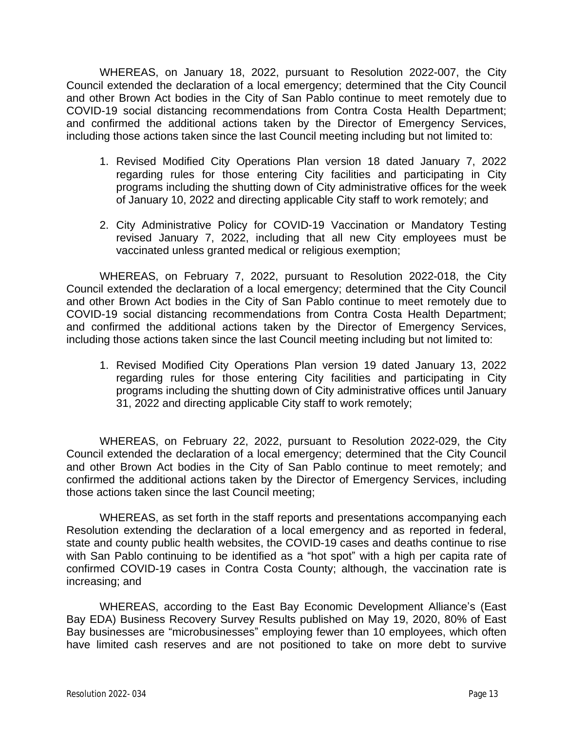WHEREAS, on January 18, 2022, pursuant to Resolution 2022-007, the City Council extended the declaration of a local emergency; determined that the City Council and other Brown Act bodies in the City of San Pablo continue to meet remotely due to COVID-19 social distancing recommendations from Contra Costa Health Department; and confirmed the additional actions taken by the Director of Emergency Services, including those actions taken since the last Council meeting including but not limited to:

1. Revised Modified City Operations Plan version 18 dated January 7, 2022 regarding rules for those entering City facilities and participating in City programs including the shutting down of City administrative offices for the week of January 10, 2022 and directing applicable City staff to work remotely; and
2. City Administrative Policy for COVID-19 Vaccination or Mandatory Testing revised January 7, 2022, including that all new City employees must be vaccinated unless granted medical or religious exemption;

WHEREAS, on February 7, 2022, pursuant to Resolution 2022-018, the City Council extended the declaration of a local emergency; determined that the City Council and other Brown Act bodies in the City of San Pablo continue to meet remotely due to COVID-19 social distancing recommendations from Contra Costa Health Department; and confirmed the additional actions taken by the Director of Emergency Services, including those actions taken since the last Council meeting including but not limited to:

1. Revised Modified City Operations Plan version 19 dated January 13, 2022 regarding rules for those entering City facilities and participating in City programs including the shutting down of City administrative offices until January 31, 2022 and directing applicable City staff to work remotely;

WHEREAS, on February 22, 2022, pursuant to Resolution 2022-029, the City Council extended the declaration of a local emergency; determined that the City Council and other Brown Act bodies in the City of San Pablo continue to meet remotely; and confirmed the additional actions taken by the Director of Emergency Services, including those actions taken since the last Council meeting;

WHEREAS, as set forth in the staff reports and presentations accompanying each Resolution extending the declaration of a local emergency and as reported in federal, state and county public health websites, the COVID-19 cases and deaths continue to rise with San Pablo continuing to be identified as a "hot spot" with a high per capita rate of confirmed COVID-19 cases in Contra Costa County; although, the vaccination rate is increasing; and

WHEREAS, according to the East Bay Economic Development Alliance's (East Bay EDA) Business Recovery Survey Results published on May 19, 2020, 80% of East Bay businesses are "microbusinesses" employing fewer than 10 employees, which often have limited cash reserves and are not positioned to take on more debt to survive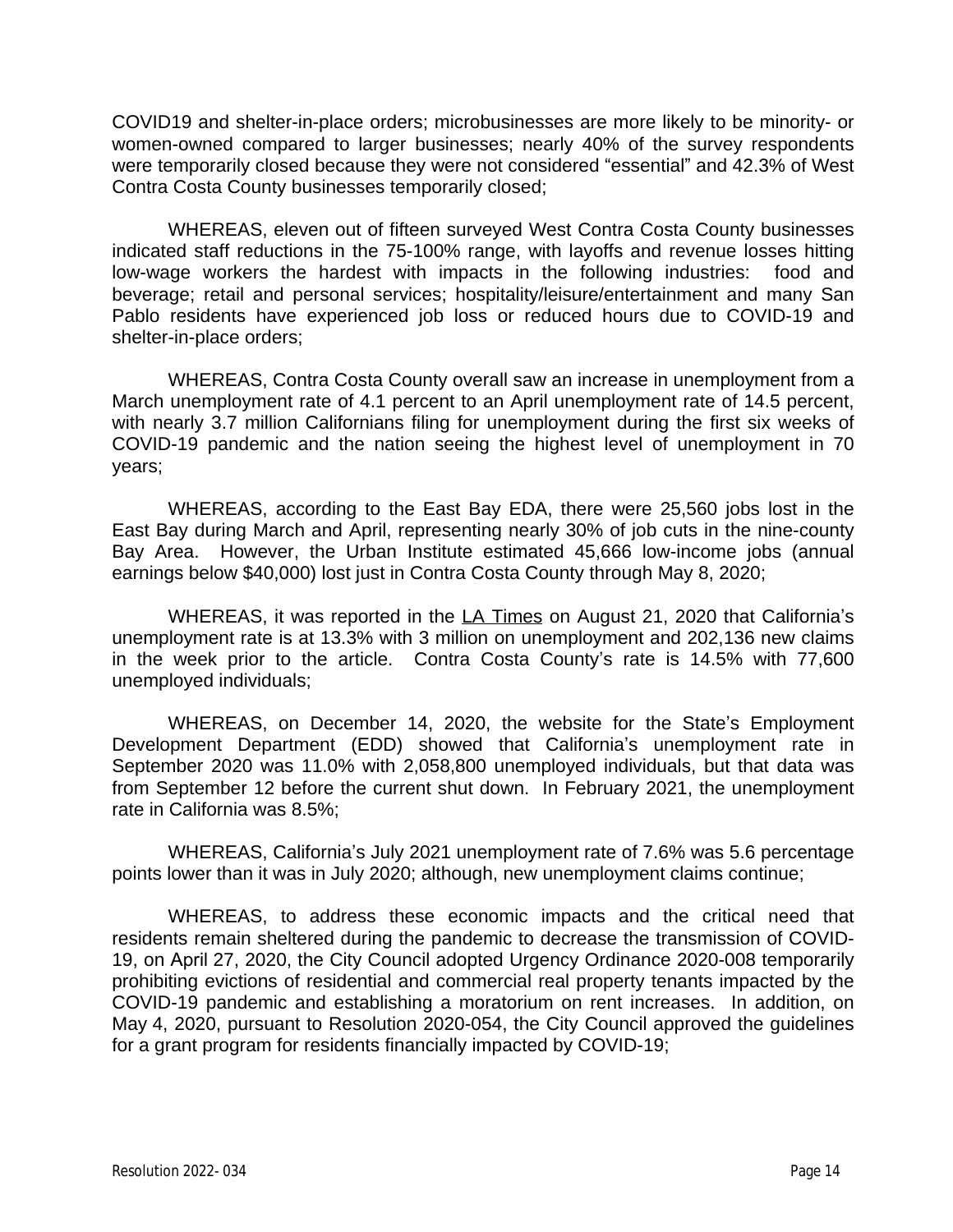COVID19 and shelter-in-place orders; microbusinesses are more likely to be minority- or women-owned compared to larger businesses; nearly 40% of the survey respondents were temporarily closed because they were not considered "essential" and 42.3% of West Contra Costa County businesses temporarily closed;

WHEREAS, eleven out of fifteen surveyed West Contra Costa County businesses indicated staff reductions in the 75-100% range, with layoffs and revenue losses hitting low-wage workers the hardest with impacts in the following industries: food and beverage; retail and personal services; hospitality/leisure/entertainment and many San Pablo residents have experienced job loss or reduced hours due to COVID-19 and shelter-in-place orders;

WHEREAS, Contra Costa County overall saw an increase in unemployment from a March unemployment rate of 4.1 percent to an April unemployment rate of 14.5 percent, with nearly 3.7 million Californians filing for unemployment during the first six weeks of COVID-19 pandemic and the nation seeing the highest level of unemployment in 70 years;

WHEREAS, according to the East Bay EDA, there were 25,560 jobs lost in the East Bay during March and April, representing nearly 30% of job cuts in the nine-county Bay Area. However, the Urban Institute estimated 45,666 low-income jobs (annual earnings below $40,000) lost just in Contra Costa County through May 8, 2020;

WHEREAS, it was reported in the LA Times on August 21, 2020 that California's unemployment rate is at 13.3% with 3 million on unemployment and 202,136 new claims in the week prior to the article. Contra Costa County's rate is 14.5% with 77,600 unemployed individuals;

WHEREAS, on December 14, 2020, the website for the State's Employment Development Department (EDD) showed that California's unemployment rate in September 2020 was 11.0% with 2,058,800 unemployed individuals, but that data was from September 12 before the current shut down. In February 2021, the unemployment rate in California was 8.5%;

WHEREAS, California's July 2021 unemployment rate of 7.6% was 5.6 percentage points lower than it was in July 2020; although, new unemployment claims continue;

WHEREAS, to address these economic impacts and the critical need that residents remain sheltered during the pandemic to decrease the transmission of COVID-19, on April 27, 2020, the City Council adopted Urgency Ordinance 2020-008 temporarily prohibiting evictions of residential and commercial real property tenants impacted by the COVID-19 pandemic and establishing a moratorium on rent increases. In addition, on May 4, 2020, pursuant to Resolution 2020-054, the City Council approved the guidelines for a grant program for residents financially impacted by COVID-19;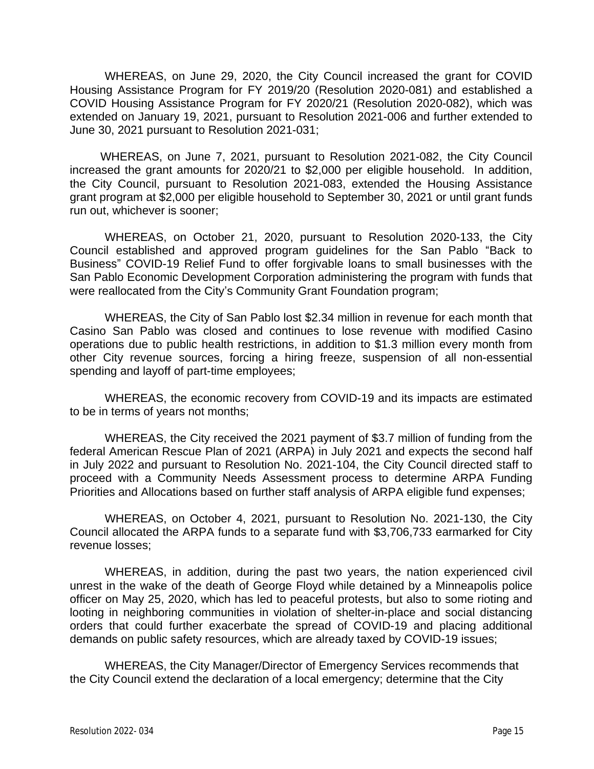WHEREAS, on June 29, 2020, the City Council increased the grant for COVID Housing Assistance Program for FY 2019/20 (Resolution 2020-081) and established a COVID Housing Assistance Program for FY 2020/21 (Resolution 2020-082), which was extended on January 19, 2021, pursuant to Resolution 2021-006 and further extended to June 30, 2021 pursuant to Resolution 2021-031;

WHEREAS, on June 7, 2021, pursuant to Resolution 2021-082, the City Council increased the grant amounts for 2020/21 to $2,000 per eligible household. In addition, the City Council, pursuant to Resolution 2021-083, extended the Housing Assistance grant program at $2,000 per eligible household to September 30, 2021 or until grant funds run out, whichever is sooner;

WHEREAS, on October 21, 2020, pursuant to Resolution 2020-133, the City Council established and approved program guidelines for the San Pablo "Back to Business" COVID-19 Relief Fund to offer forgivable loans to small businesses with the San Pablo Economic Development Corporation administering the program with funds that were reallocated from the City's Community Grant Foundation program;

WHEREAS, the City of San Pablo lost $2.34 million in revenue for each month that Casino San Pablo was closed and continues to lose revenue with modified Casino operations due to public health restrictions, in addition to $1.3 million every month from other City revenue sources, forcing a hiring freeze, suspension of all non-essential spending and layoff of part-time employees;

WHEREAS, the economic recovery from COVID-19 and its impacts are estimated to be in terms of years not months;

WHEREAS, the City received the 2021 payment of $3.7 million of funding from the federal American Rescue Plan of 2021 (ARPA) in July 2021 and expects the second half in July 2022 and pursuant to Resolution No. 2021-104, the City Council directed staff to proceed with a Community Needs Assessment process to determine ARPA Funding Priorities and Allocations based on further staff analysis of ARPA eligible fund expenses;

WHEREAS, on October 4, 2021, pursuant to Resolution No. 2021-130, the City Council allocated the ARPA funds to a separate fund with $3,706,733 earmarked for City revenue losses;

WHEREAS, in addition, during the past two years, the nation experienced civil unrest in the wake of the death of George Floyd while detained by a Minneapolis police officer on May 25, 2020, which has led to peaceful protests, but also to some rioting and looting in neighboring communities in violation of shelter-in-place and social distancing orders that could further exacerbate the spread of COVID-19 and placing additional demands on public safety resources, which are already taxed by COVID-19 issues;

WHEREAS, the City Manager/Director of Emergency Services recommends that the City Council extend the declaration of a local emergency; determine that the City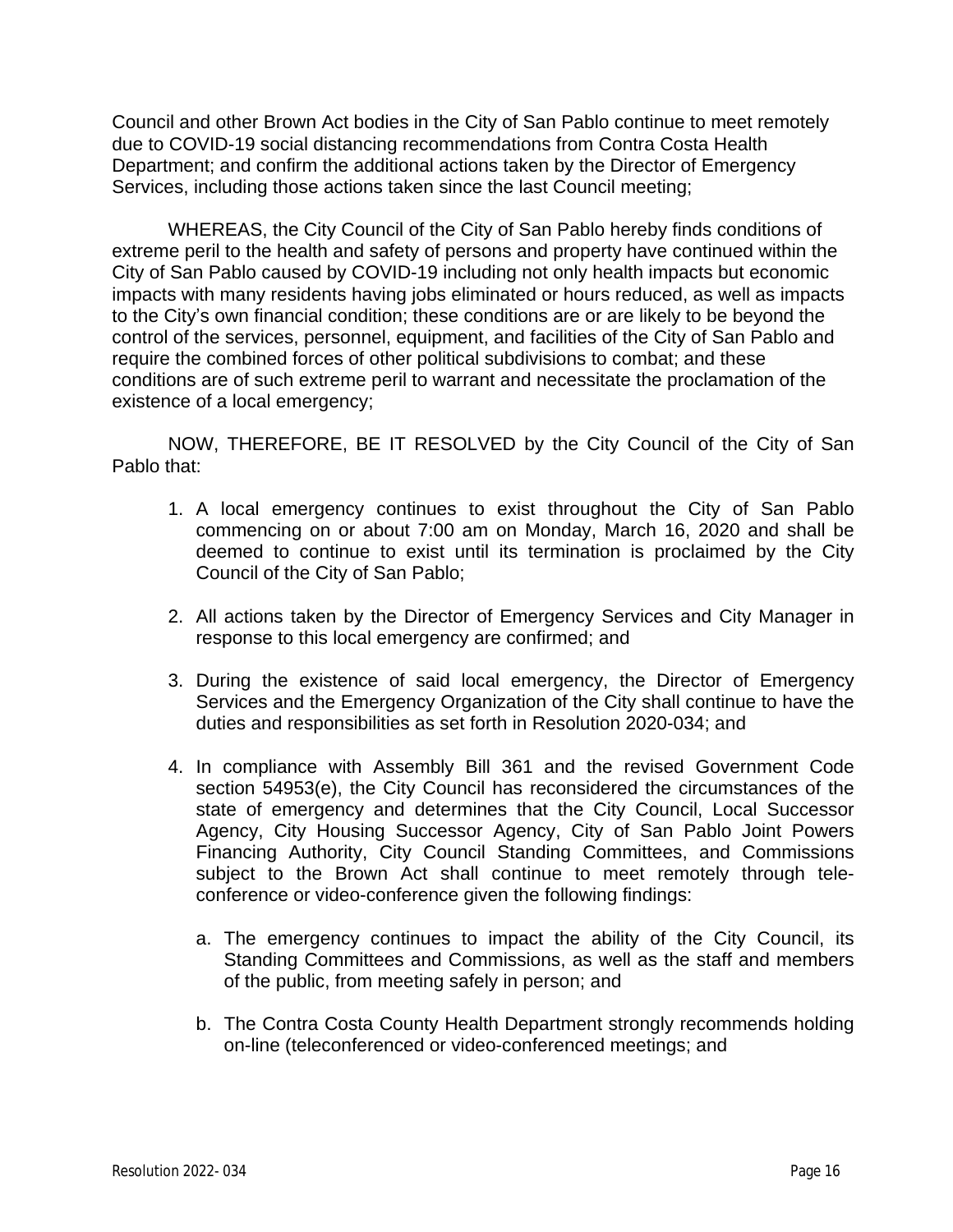Council and other Brown Act bodies in the City of San Pablo continue to meet remotely due to COVID-19 social distancing recommendations from Contra Costa Health Department; and confirm the additional actions taken by the Director of Emergency Services, including those actions taken since the last Council meeting;

WHEREAS, the City Council of the City of San Pablo hereby finds conditions of extreme peril to the health and safety of persons and property have continued within the City of San Pablo caused by COVID-19 including not only health impacts but economic impacts with many residents having jobs eliminated or hours reduced, as well as impacts to the City's own financial condition; these conditions are or are likely to be beyond the control of the services, personnel, equipment, and facilities of the City of San Pablo and require the combined forces of other political subdivisions to combat; and these conditions are of such extreme peril to warrant and necessitate the proclamation of the existence of a local emergency;

NOW, THEREFORE, BE IT RESOLVED by the City Council of the City of San Pablo that:

1. A local emergency continues to exist throughout the City of San Pablo commencing on or about 7:00 am on Monday, March 16, 2020 and shall be deemed to continue to exist until its termination is proclaimed by the City Council of the City of San Pablo;

2. All actions taken by the Director of Emergency Services and City Manager in response to this local emergency are confirmed; and

3. During the existence of said local emergency, the Director of Emergency Services and the Emergency Organization of the City shall continue to have the duties and responsibilities as set forth in Resolution 2020-034; and

4. In compliance with Assembly Bill 361 and the revised Government Code section 54953(e), the City Council has reconsidered the circumstances of the state of emergency and determines that the City Council, Local Successor Agency, City Housing Successor Agency, City of San Pablo Joint Powers Financing Authority, City Council Standing Committees, and Commissions subject to the Brown Act shall continue to meet remotely through tele-conference or video-conference given the following findings:

   a. The emergency continues to impact the ability of the City Council, its Standing Committees and Commissions, as well as the staff and members of the public, from meeting safely in person; and

   b. The Contra Costa County Health Department strongly recommends holding on-line (teleconferenced or video-conferenced meetings; and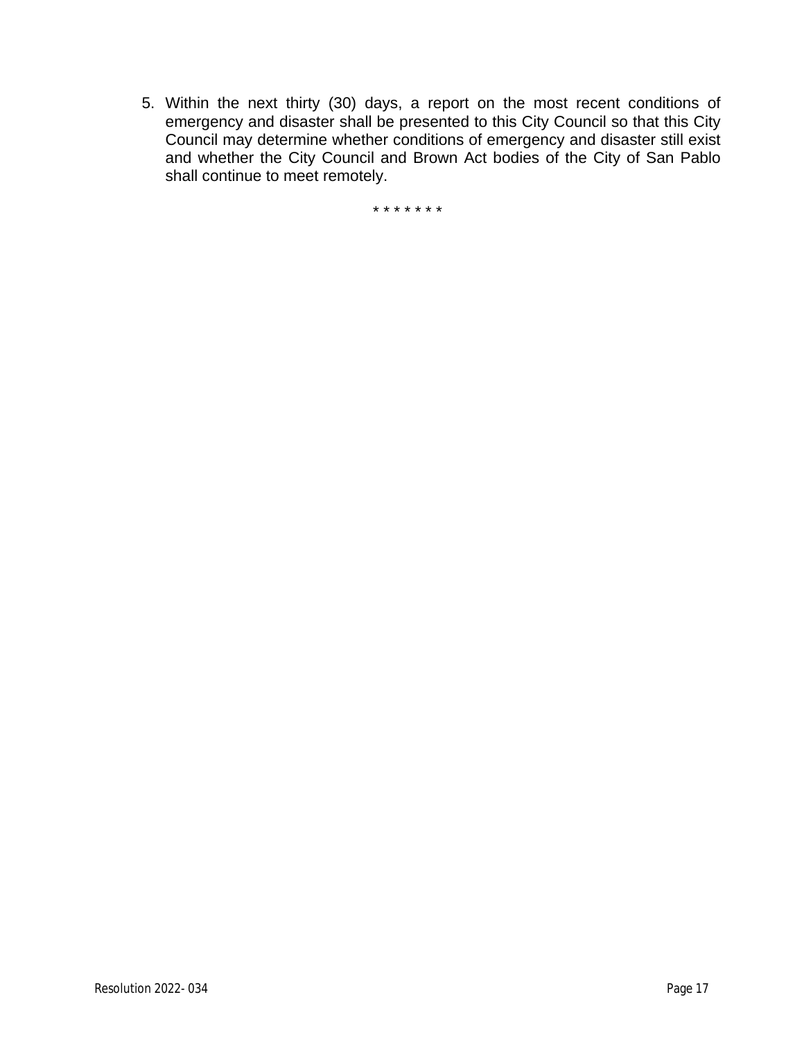5. Within the next thirty (30) days, a report on the most recent conditions of emergency and disaster shall be presented to this City Council so that this City Council may determine whether conditions of emergency and disaster still exist and whether the City Council and Brown Act bodies of the City of San Pablo shall continue to meet remotely.

* * * * * * *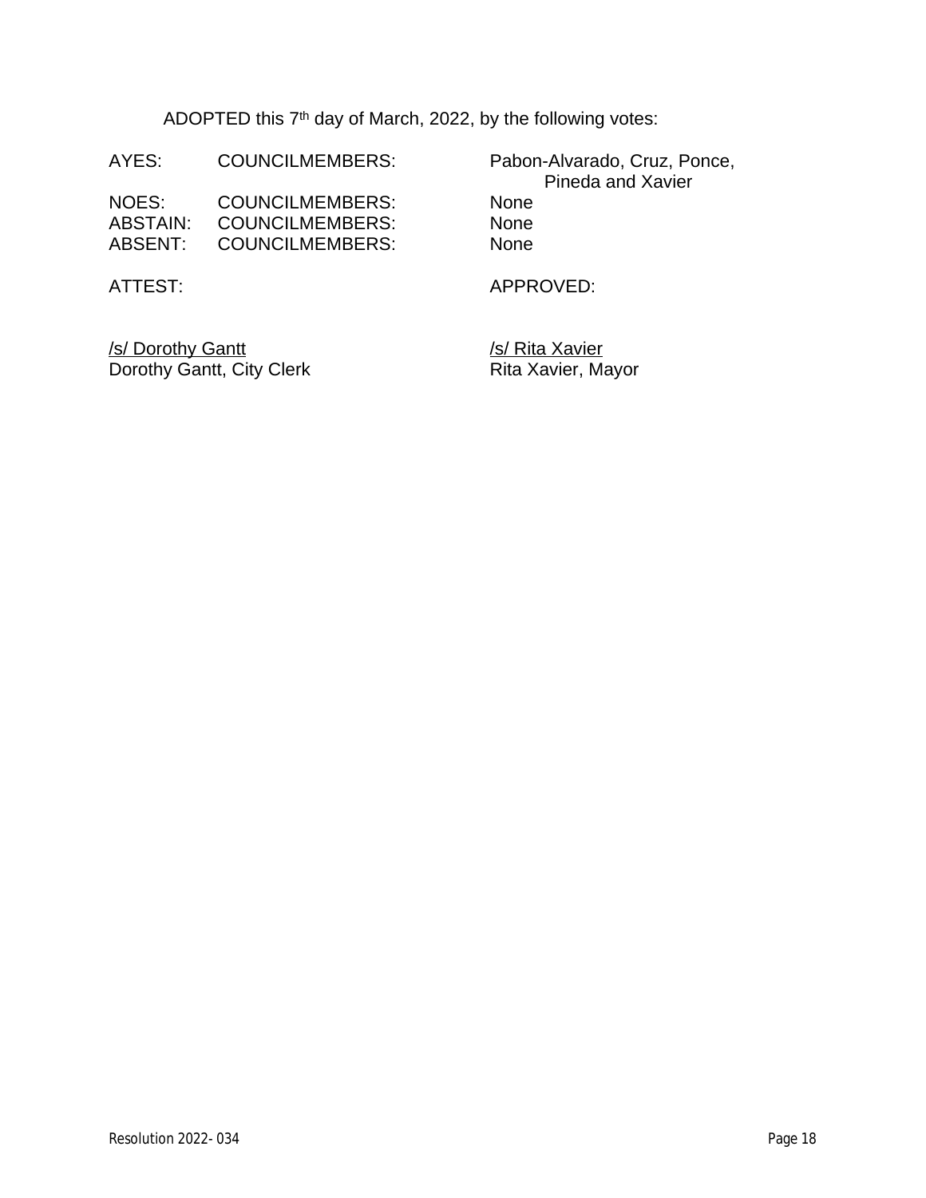ADOPTED this 7th day of March, 2022, by the following votes:

| | | |
|---|---|---|
| AYES: | COUNCILMEMBERS: | Pabon-Alvarado, Cruz, Ponce, Pineda and Xavier |
| NOES: | COUNCILMEMBERS: | None |
| ABSTAIN: | COUNCILMEMBERS: | None |
| ABSENT: | COUNCILMEMBERS: | None |

ATTEST:

/s/ Dorothy Gantt
Dorothy Gantt, City Clerk

APPROVED:

/s/ Rita Xavier
Rita Xavier, Mayor